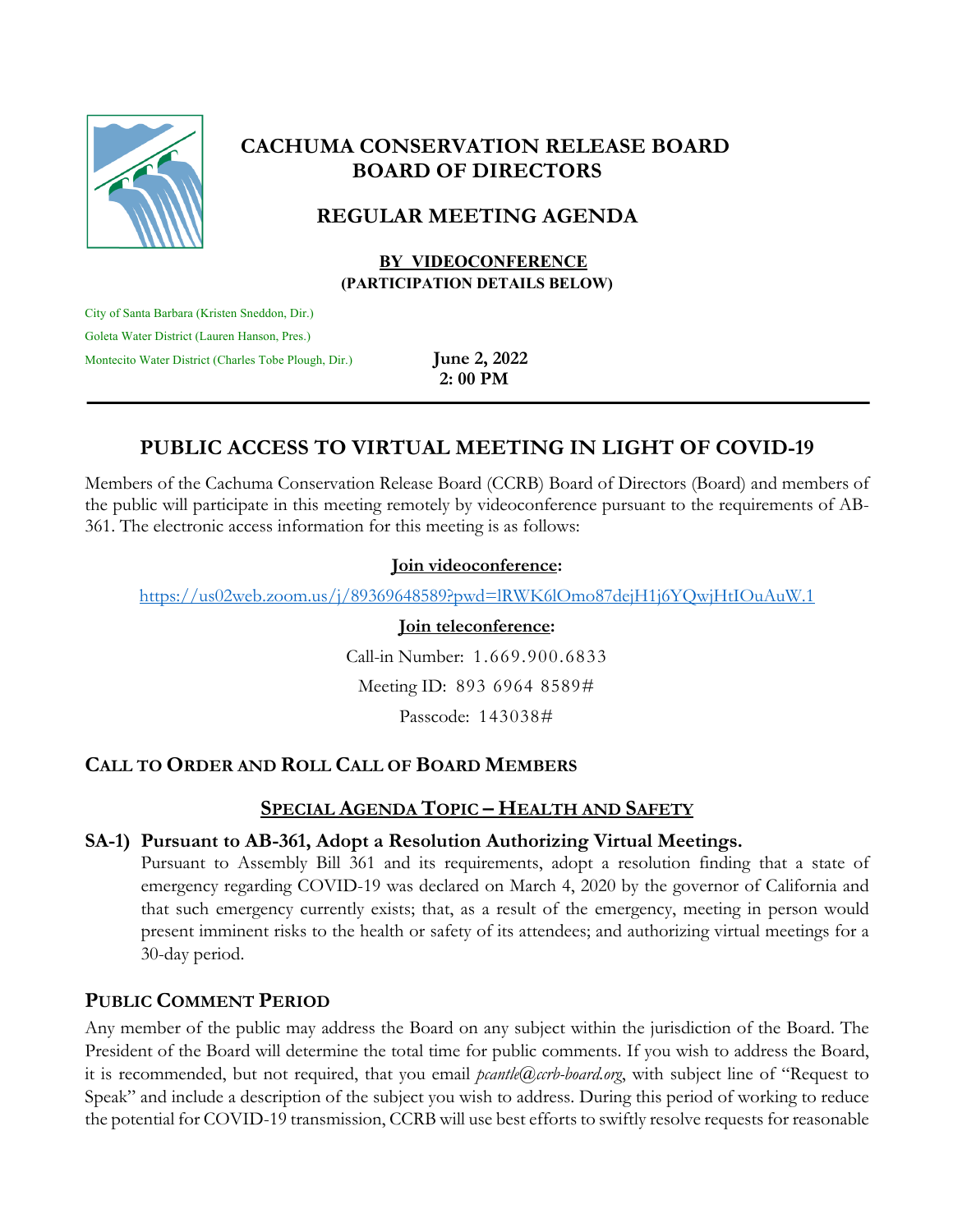# CACHUMA CONSERVATION RELEASE BOARD
# BOARD OF DIRECTORS

## REGULAR MEETING AGENDA

**BY VIDEOCONFERENCE**
**(PARTICIPATION DETAILS BELOW)**

City of Santa Barbara (Kristen Sneddon, Dir.)
Goleta Water District (Lauren Hanson, Pres.)
Montecito Water District (Charles Tobe Plough, Dir.)

**June 2, 2022**
**2: 00 PM**

---

## PUBLIC ACCESS TO VIRTUAL MEETING IN LIGHT OF COVID-19

Members of the Cachuma Conservation Release Board (CCRB) Board of Directors (Board) and members of the public will participate in this meeting remotely by videoconference pursuant to the requirements of AB-361. The electronic access information for this meeting is as follows:

**Join videoconference:**

https://us02web.zoom.us/j/89369648589?pwd=lRWK6lOmo87dejH1j6YQwjHtIOuAuW.1

**Join teleconference:**

Call-in Number: 1.669.900.6833

Meeting ID: 893 6964 8589#

Passcode: 143038#

## CALL TO ORDER AND ROLL CALL OF BOARD MEMBERS

### SPECIAL AGENDA TOPIC – HEALTH AND SAFETY

**SA-1) Pursuant to AB-361, Adopt a Resolution Authorizing Virtual Meetings.**

Pursuant to Assembly Bill 361 and its requirements, adopt a resolution finding that a state of emergency regarding COVID-19 was declared on March 4, 2020 by the governor of California and that such emergency currently exists; that, as a result of the emergency, meeting in person would present imminent risks to the health or safety of its attendees; and authorizing virtual meetings for a 30-day period.

## PUBLIC COMMENT PERIOD

Any member of the public may address the Board on any subject within the jurisdiction of the Board. The President of the Board will determine the total time for public comments. If you wish to address the Board, it is recommended, but not required, that you email *pcantle@ccrb-board.org*, with subject line of "Request to Speak" and include a description of the subject you wish to address. During this period of working to reduce the potential for COVID-19 transmission, CCRB will use best efforts to swiftly resolve requests for reasonable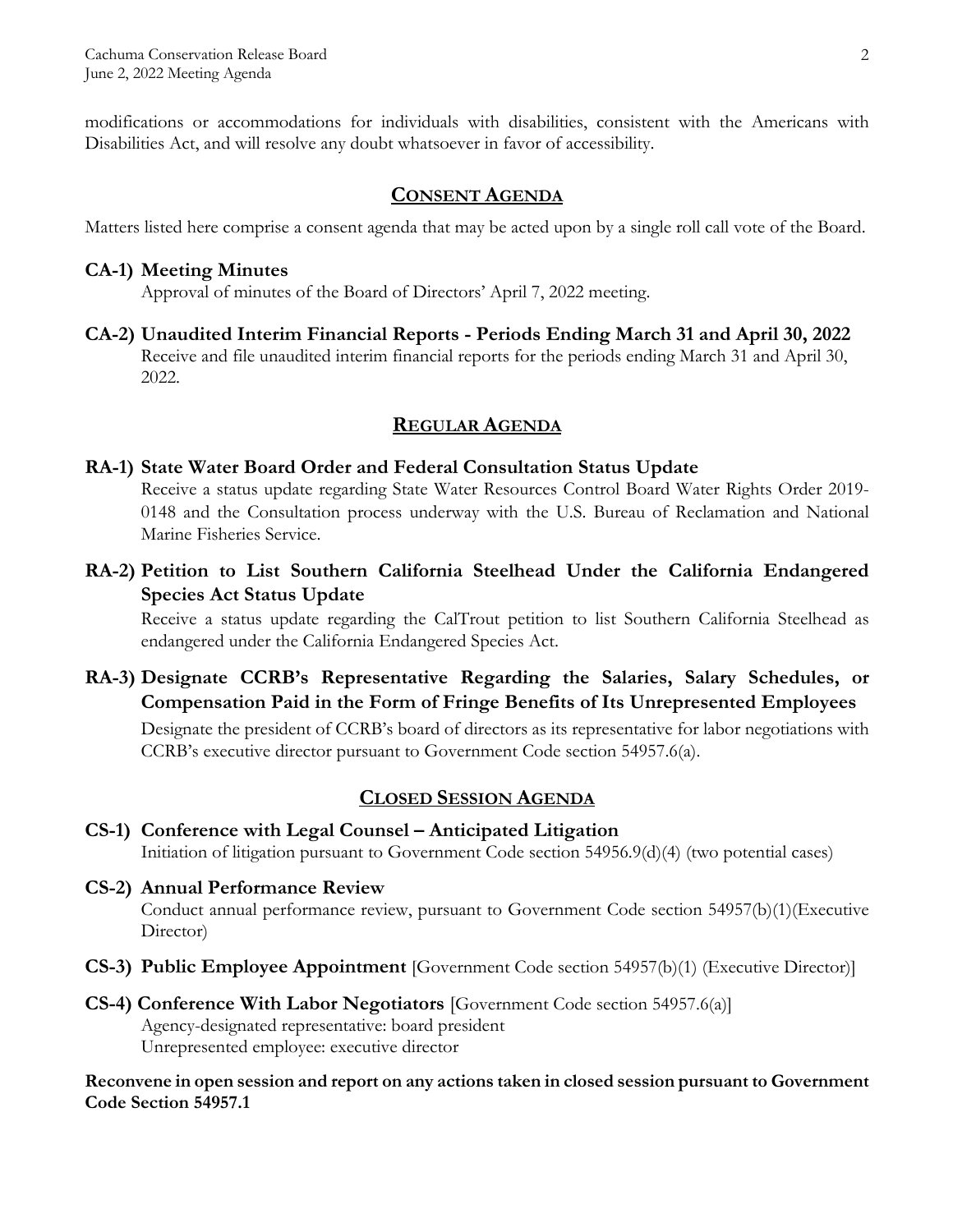modifications or accommodations for individuals with disabilities, consistent with the Americans with Disabilities Act, and will resolve any doubt whatsoever in favor of accessibility.

## CONSENT AGENDA

Matters listed here comprise a consent agenda that may be acted upon by a single roll call vote of the Board.

**CA-1) Meeting Minutes**
Approval of minutes of the Board of Directors' April 7, 2022 meeting.

**CA-2) Unaudited Interim Financial Reports - Periods Ending March 31 and April 30, 2022**
Receive and file unaudited interim financial reports for the periods ending March 31 and April 30, 2022.

## REGULAR AGENDA

**RA-1) State Water Board Order and Federal Consultation Status Update**
Receive a status update regarding State Water Resources Control Board Water Rights Order 2019-0148 and the Consultation process underway with the U.S. Bureau of Reclamation and National Marine Fisheries Service.

**RA-2) Petition to List Southern California Steelhead Under the California Endangered Species Act Status Update**
Receive a status update regarding the CalTrout petition to list Southern California Steelhead as endangered under the California Endangered Species Act.

**RA-3) Designate CCRB's Representative Regarding the Salaries, Salary Schedules, or Compensation Paid in the Form of Fringe Benefits of Its Unrepresented Employees**
Designate the president of CCRB's board of directors as its representative for labor negotiations with CCRB's executive director pursuant to Government Code section 54957.6(a).

## CLOSED SESSION AGENDA

**CS-1) Conference with Legal Counsel – Anticipated Litigation**
Initiation of litigation pursuant to Government Code section 54956.9(d)(4) (two potential cases)

**CS-2) Annual Performance Review**
Conduct annual performance review, pursuant to Government Code section 54957(b)(1)(Executive Director)

**CS-3) Public Employee Appointment** [Government Code section 54957(b)(1) (Executive Director)]

**CS-4) Conference With Labor Negotiators** [Government Code section 54957.6(a)]
Agency-designated representative: board president
Unrepresented employee: executive director

**Reconvene in open session and report on any actions taken in closed session pursuant to Government Code Section 54957.1**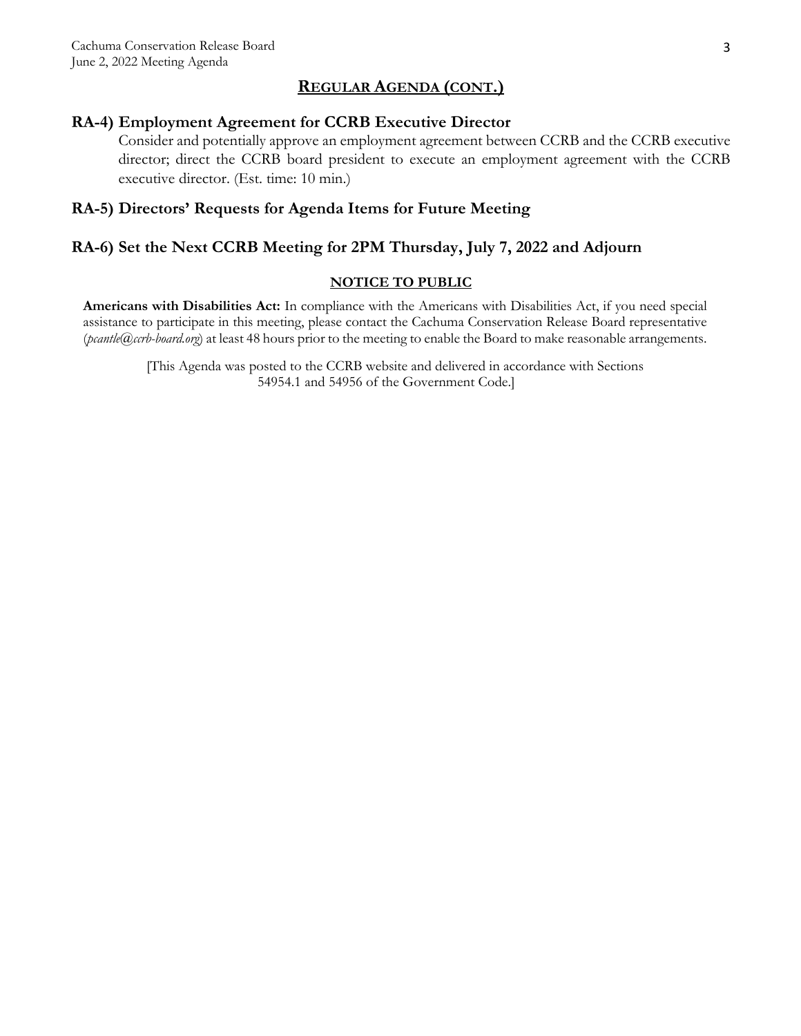## REGULAR AGENDA (CONT.)

### RA-4) Employment Agreement for CCRB Executive Director

Consider and potentially approve an employment agreement between CCRB and the CCRB executive director; direct the CCRB board president to execute an employment agreement with the CCRB executive director. (Est. time: 10 min.)

### RA-5) Directors' Requests for Agenda Items for Future Meeting

### RA-6) Set the Next CCRB Meeting for 2PM Thursday, July 7, 2022 and Adjourn

**NOTICE TO PUBLIC**

**Americans with Disabilities Act:** In compliance with the Americans with Disabilities Act, if you need special assistance to participate in this meeting, please contact the Cachuma Conservation Release Board representative (*pcantle@ccrb-board.org*) at least 48 hours prior to the meeting to enable the Board to make reasonable arrangements.

[This Agenda was posted to the CCRB website and delivered in accordance with Sections 54954.1 and 54956 of the Government Code.]